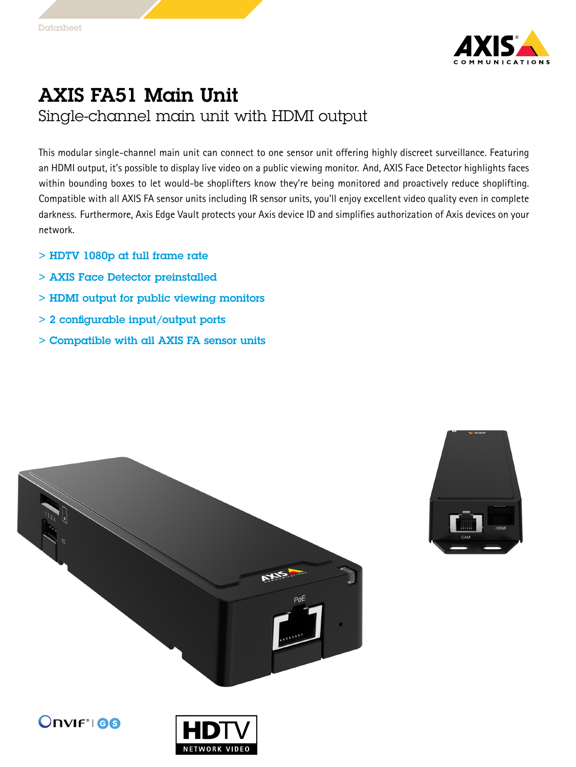# AXIS FA51 Main Unit

## Single-channel main unit with HDMI output

This modular single-channel main unit can connect to one sensor unit offering highly discreet surveillance. Featuring an HDMI output, it's possible to display live video on a public viewing monitor. And, AXIS Face Detector highlights faces within bounding boxes to let would-be shoplifters know they're being monitored and proactively reduce shoplifting. Compatible with all AXIS FA sensor units including IR sensor units, you'll enjoy excellent video quality even in complete darkness. Furthermore, Axis Edge Vault protects your Axis device ID and simplifies authorization of Axis devices on your network.

- > **HDTV 1080p at full frame rate**
- > **AXIS Face Detector preinstalled**
- > **HDMI output for public viewing monitors**
- > **2 configurable input/output ports**
- > **Compatible with all AXIS FA sensor units**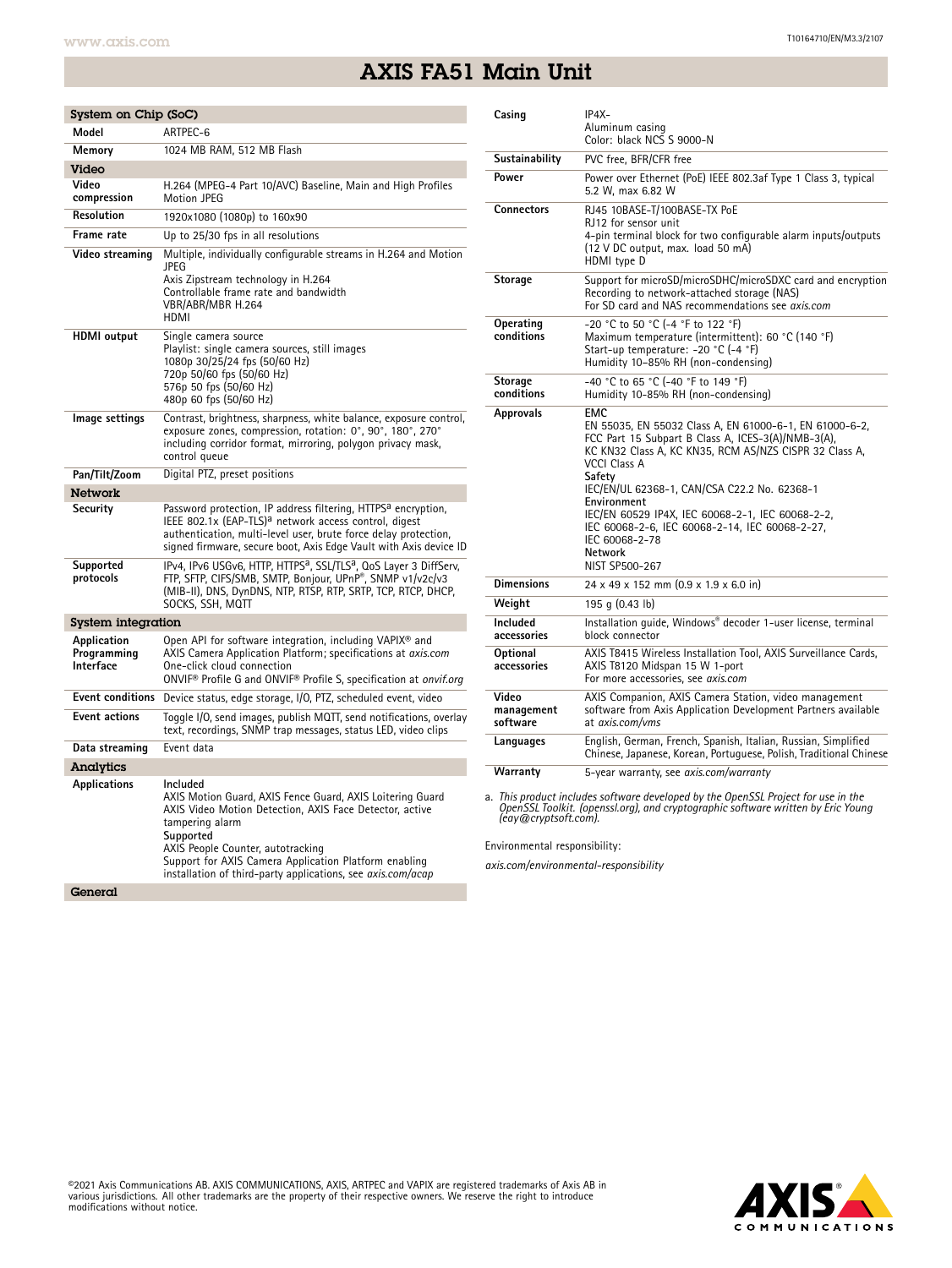# AXIS FA51 Main Unit

## System on Chip (SoC)

| | |
|---|---|
| **Model** | ARTPEC-6 |
| **Memory** | 1024 MB RAM, 512 MB Flash |

## Video

| | |
|---|---|
| **Video compression** | H.264 (MPEG-4 Part 10/AVC) Baseline, Main and High Profiles<br>Motion JPEG |
| **Resolution** | 1920x1080 (1080p) to 160x90 |
| **Frame rate** | Up to 25/30 fps in all resolutions |
| **Video streaming** | Multiple, individually configurable streams in H.264 and Motion JPEG<br>Axis Zipstream technology in H.264<br>Controllable frame rate and bandwidth<br>VBR/ABR/MBR H.264<br>HDMI |
| **HDMI output** | Single camera source<br>Playlist: single camera sources, still images<br>1080p 30/25/24 fps (50/60 Hz)<br>720p 50/60 fps (50/60 Hz)<br>576p 50 fps (50/60 Hz)<br>480p 60 fps (50/60 Hz) |
| **Image settings** | Contrast, brightness, sharpness, white balance, exposure control, exposure zones, compression, rotation: 0°, 90°, 180°, 270° including corridor format, mirroring, polygon privacy mask, control queue |
| **Pan/Tilt/Zoom** | Digital PTZ, preset positions |

## Network

| | |
|---|---|
| **Security** | Password protection, IP address filtering, HTTPS[a] encryption, IEEE 802.1x (EAP-TLS)[a] network access control, digest authentication, multi-level user, brute force delay protection, signed firmware, secure boot, Axis Edge Vault with Axis device ID |
| **Supported protocols** | IPv4, IPv6 USGv6, HTTP, HTTPS[a], SSL/TLS[a], QoS Layer 3 DiffServ, FTP, SFTP, CIFS/SMB, SMTP, Bonjour, UPnP®, SNMP v1/v2c/v3 (MIB-II), DNS, DynDNS, NTP, RTSP, RTP, SRTP, TCP, RTCP, DHCP, SOCKS, SSH, MQTT |

## System integration

| | |
|---|---|
| **Application Programming Interface** | Open API for software integration, including VAPIX® and AXIS Camera Application Platform; specifications at *axis.com*<br>One-click cloud connection<br>ONVIF® Profile G and ONVIF® Profile S, specification at *onvif.org* |
| **Event conditions** | Device status, edge storage, I/O, PTZ, scheduled event, video |
| **Event actions** | Toggle I/O, send images, publish MQTT, send notifications, overlay text, recordings, SNMP trap messages, status LED, video clips |
| **Data streaming** | Event data |

## Analytics

| | |
|---|---|
| **Applications** | **Included**<br>AXIS Motion Guard, AXIS Fence Guard, AXIS Loitering Guard<br>AXIS Video Motion Detection, AXIS Face Detector, active tampering alarm<br>**Supported**<br>AXIS People Counter, autotracking<br>Support for AXIS Camera Application Platform enabling installation of third-party applications, see *axis.com/acap* |

## General

| | |
|---|---|
| **Casing** | IP4X-<br>Aluminum casing<br>Color: black NCS S 9000-N |
| **Sustainability** | PVC free, BFR/CFR free |
| **Power** | Power over Ethernet (PoE) IEEE 802.3af Type 1 Class 3, typical 5.2 W, max 6.82 W |
| **Connectors** | RJ45 10BASE-T/100BASE-TX PoE<br>RJ12 for sensor unit<br>4-pin terminal block for two configurable alarm inputs/outputs (12 V DC output, max. load 50 mA)<br>HDMI type D |
| **Storage** | Support for microSD/microSDHC/microSDXC card and encryption<br>Recording to network-attached storage (NAS)<br>For SD card and NAS recommendations see *axis.com* |
| **Operating conditions** | -20 °C to 50 °C (-4 °F to 122 °F)<br>Maximum temperature (intermittent): 60 °C (140 °F)<br>Start-up temperature: -20 °C (-4 °F)<br>Humidity 10–85% RH (non-condensing) |
| **Storage conditions** | -40 °C to 65 °C (-40 °F to 149 °F)<br>Humidity 10-85% RH (non-condensing) |
| **Approvals** | **EMC**<br>EN 55035, EN 55032 Class A, EN 61000-6-1, EN 61000-6-2, FCC Part 15 Subpart B Class A, ICES-3(A)/NMB-3(A), KC KN32 Class A, KC KN35, RCM AS/NZS CISPR 32 Class A, VCCI Class A<br>**Safety**<br>IEC/EN/UL 62368-1, CAN/CSA C22.2 No. 62368-1<br>**Environment**<br>IEC/EN 60529 IP4X, IEC 60068-2-1, IEC 60068-2-2, IEC 60068-2-6, IEC 60068-2-14, IEC 60068-2-27, IEC 60068-2-78<br>**Network**<br>NIST SP500-267 |
| **Dimensions** | 24 x 49 x 152 mm (0.9 x 1.9 x 6.0 in) |
| **Weight** | 195 g (0.43 lb) |
| **Included accessories** | Installation guide, Windows® decoder 1-user license, terminal block connector |
| **Optional accessories** | AXIS T8415 Wireless Installation Tool, AXIS Surveillance Cards, AXIS T8120 Midspan 15 W 1-port<br>For more accessories, see *axis.com* |
| **Video management software** | AXIS Companion, AXIS Camera Station, video management software from Axis Application Development Partners available at *axis.com/vms* |
| **Languages** | English, German, French, Spanish, Italian, Russian, Simplified Chinese, Japanese, Korean, Portuguese, Polish, Traditional Chinese |
| **Warranty** | 5-year warranty, see *axis.com/warranty* |

a. *This product includes software developed by the OpenSSL Project for use in the OpenSSL Toolkit. (openssl.org), and cryptographic software written by Eric Young (eay@cryptsoft.com).*

Environmental responsibility:

*axis.com/environmental-responsibility*

©2021 Axis Communications AB. AXIS COMMUNICATIONS, AXIS, ARTPEC and VAPIX are registered trademarks of Axis AB in various jurisdictions. All other trademarks are the property of their respective owners. We reserve the right to introduce modifications without notice.